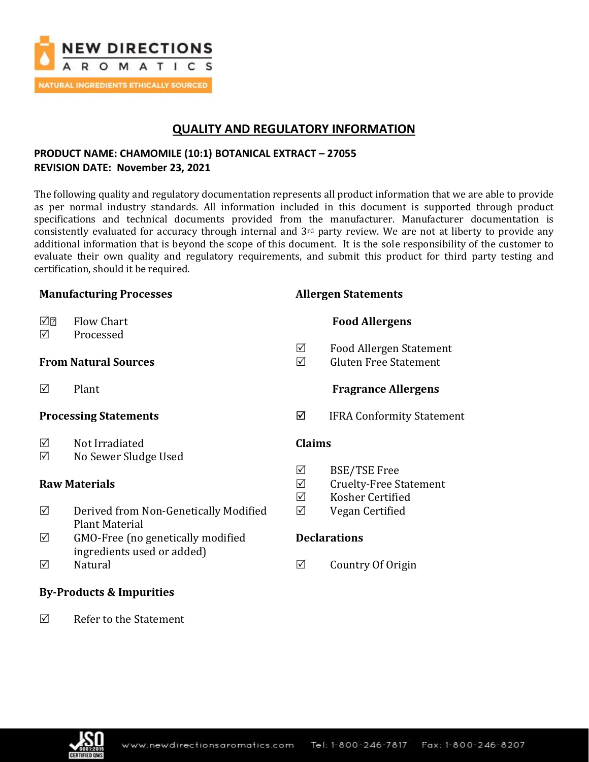NEW DIRECTIONS AROMATICS

NATURAL INGREDIENTS ETHICALLY SOURCED

# QUALITY AND REGULATORY INFORMATION

**PRODUCT NAME: CHAMOMILE (10:1) BOTANICAL EXTRACT – 27055**
**REVISION DATE: November 23, 2021**

The following quality and regulatory documentation represents all product information that we are able to provide as per normal industry standards. All information included in this document is supported through product specifications and technical documents provided from the manufacturer. Manufacturer documentation is consistently evaluated for accuracy through internal and 3rd party review. We are not at liberty to provide any additional information that is beyond the scope of this document. It is the sole responsibility of the customer to evaluate their own quality and regulatory requirements, and submit this product for third party testing and certification, should it be required.

### Manufacturing Processes

- ☑ Flow Chart
- ☑ Processed

### From Natural Sources

- ☑ Plant

### Processing Statements

- ☑ Not Irradiated
- ☑ No Sewer Sludge Used

### Raw Materials

- ☑ Derived from Non-Genetically Modified Plant Material
- ☑ GMO-Free (no genetically modified ingredients used or added)
- ☑ Natural

### By-Products & Impurities

- ☑ Refer to the Statement

### Allergen Statements

#### Food Allergens

- ☑ Food Allergen Statement
- ☑ Gluten Free Statement

#### Fragrance Allergens

- ☑ IFRA Conformity Statement

### Claims

- ☑ BSE/TSE Free
- ☑ Cruelty-Free Statement
- ☑ Kosher Certified
- ☑ Vegan Certified

### Declarations

- ☑ Country Of Origin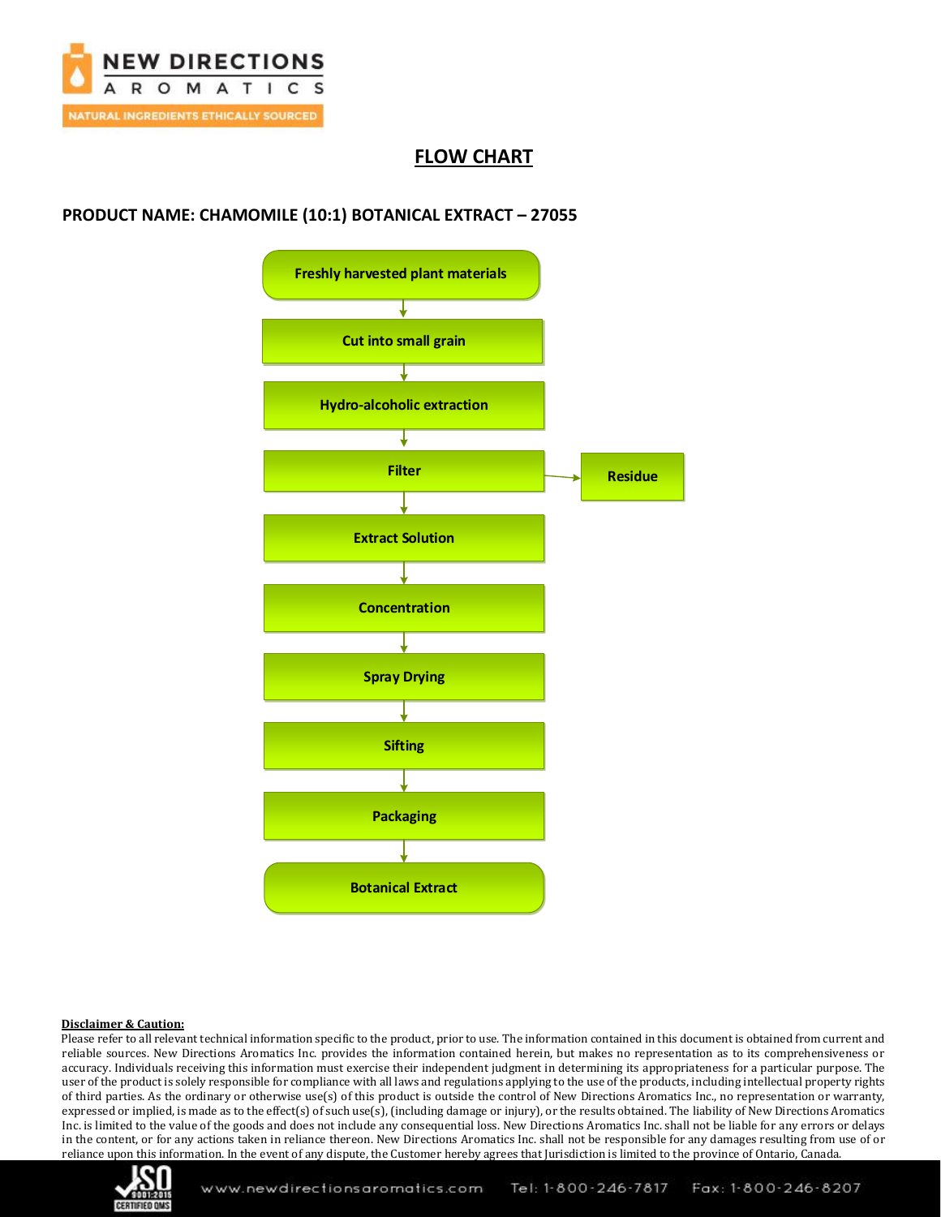## FLOW CHART

### PRODUCT NAME: CHAMOMILE (10:1) BOTANICAL EXTRACT – 27055

1. Freshly harvested plant materials
2. Cut into small grain
3. Hydro-alcoholic extraction
4. Filter → Residue
5. Extract Solution
6. Concentration
7. Spray Drying
8. Sifting
9. Packaging
10. Botanical Extract

**Disclaimer & Caution:**

Please refer to all relevant technical information specific to the product, prior to use. The information contained in this document is obtained from current and reliable sources. New Directions Aromatics Inc. provides the information contained herein, but makes no representation as to its comprehensiveness or accuracy. Individuals receiving this information must exercise their independent judgment in determining its appropriateness for a particular purpose. The user of the product is solely responsible for compliance with all laws and regulations applying to the use of the products, including intellectual property rights of third parties. As the ordinary or otherwise use(s) of this product is outside the control of New Directions Aromatics Inc., no representation or warranty, expressed or implied, is made as to the effect(s) of such use(s), (including damage or injury), or the results obtained. The liability of New Directions Aromatics Inc. is limited to the value of the goods and does not include any consequential loss. New Directions Aromatics Inc. shall not be liable for any errors or delays in the content, or for any actions taken in reliance thereon. New Directions Aromatics Inc. shall not be responsible for any damages resulting from use of or reliance upon this information. In the event of any dispute, the Customer hereby agrees that Jurisdiction is limited to the province of Ontario, Canada.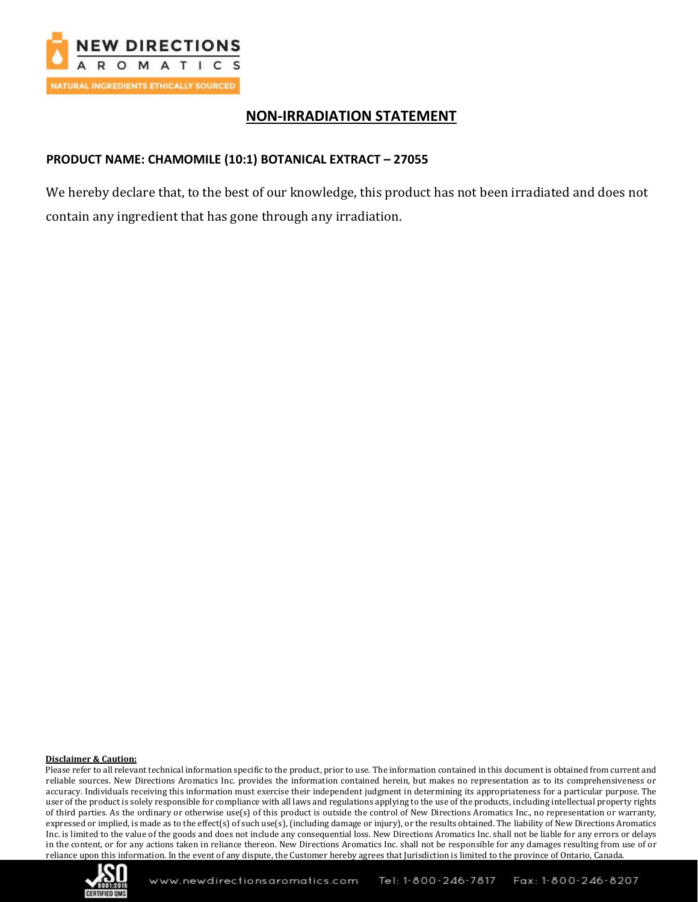## NON-IRRADIATION STATEMENT

**PRODUCT NAME: CHAMOMILE (10:1) BOTANICAL EXTRACT – 27055**

We hereby declare that, to the best of our knowledge, this product has not been irradiated and does not contain any ingredient that has gone through any irradiation.

**Disclaimer & Caution:**

Please refer to all relevant technical information specific to the product, prior to use. The information contained in this document is obtained from current and reliable sources. New Directions Aromatics Inc. provides the information contained herein, but makes no representation as to its comprehensiveness or accuracy. Individuals receiving this information must exercise their independent judgment in determining its appropriateness for a particular purpose. The user of the product is solely responsible for compliance with all laws and regulations applying to the use of the products, including intellectual property rights of third parties. As the ordinary or otherwise use(s) of this product is outside the control of New Directions Aromatics Inc., no representation or warranty, expressed or implied, is made as to the effect(s) of such use(s), (including damage or injury), or the results obtained. The liability of New Directions Aromatics Inc. is limited to the value of the goods and does not include any consequential loss. New Directions Aromatics Inc. shall not be liable for any errors or delays in the content, or for any actions taken in reliance thereon. New Directions Aromatics Inc. shall not be responsible for any damages resulting from use of or reliance upon this information. In the event of any dispute, the Customer hereby agrees that Jurisdiction is limited to the province of Ontario, Canada.

www.newdirectionsaromatics.com Tel: 1-800-246-7817 Fax: 1-800-246-8207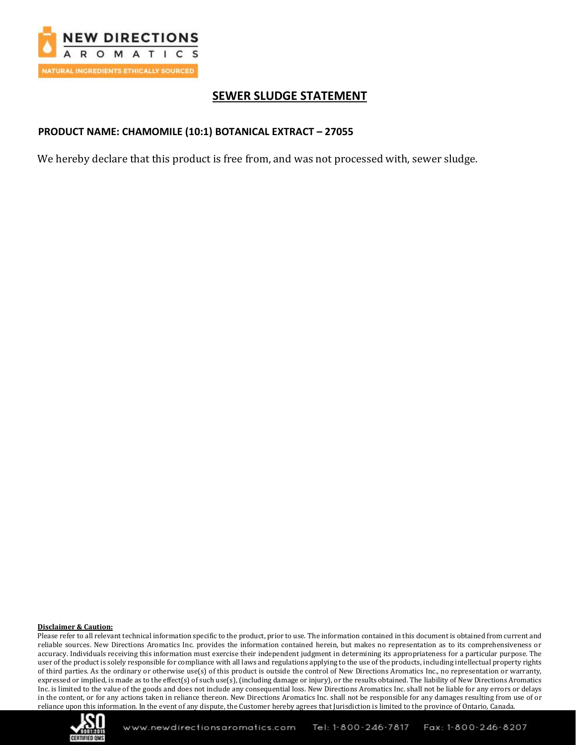## SEWER SLUDGE STATEMENT

**PRODUCT NAME: CHAMOMILE (10:1) BOTANICAL EXTRACT – 27055**

We hereby declare that this product is free from, and was not processed with, sewer sludge.

**Disclaimer & Caution:**

Please refer to all relevant technical information specific to the product, prior to use. The information contained in this document is obtained from current and reliable sources. New Directions Aromatics Inc. provides the information contained herein, but makes no representation as to its comprehensiveness or accuracy. Individuals receiving this information must exercise their independent judgment in determining its appropriateness for a particular purpose. The user of the product is solely responsible for compliance with all laws and regulations applying to the use of the products, including intellectual property rights of third parties. As the ordinary or otherwise use(s) of this product is outside the control of New Directions Aromatics Inc., no representation or warranty, expressed or implied, is made as to the effect(s) of such use(s), (including damage or injury), or the results obtained. The liability of New Directions Aromatics Inc. is limited to the value of the goods and does not include any consequential loss. New Directions Aromatics Inc. shall not be liable for any errors or delays in the content, or for any actions taken in reliance thereon. New Directions Aromatics Inc. shall not be responsible for any damages resulting from use of or reliance upon this information. In the event of any dispute, the Customer hereby agrees that Jurisdiction is limited to the province of Ontario, Canada.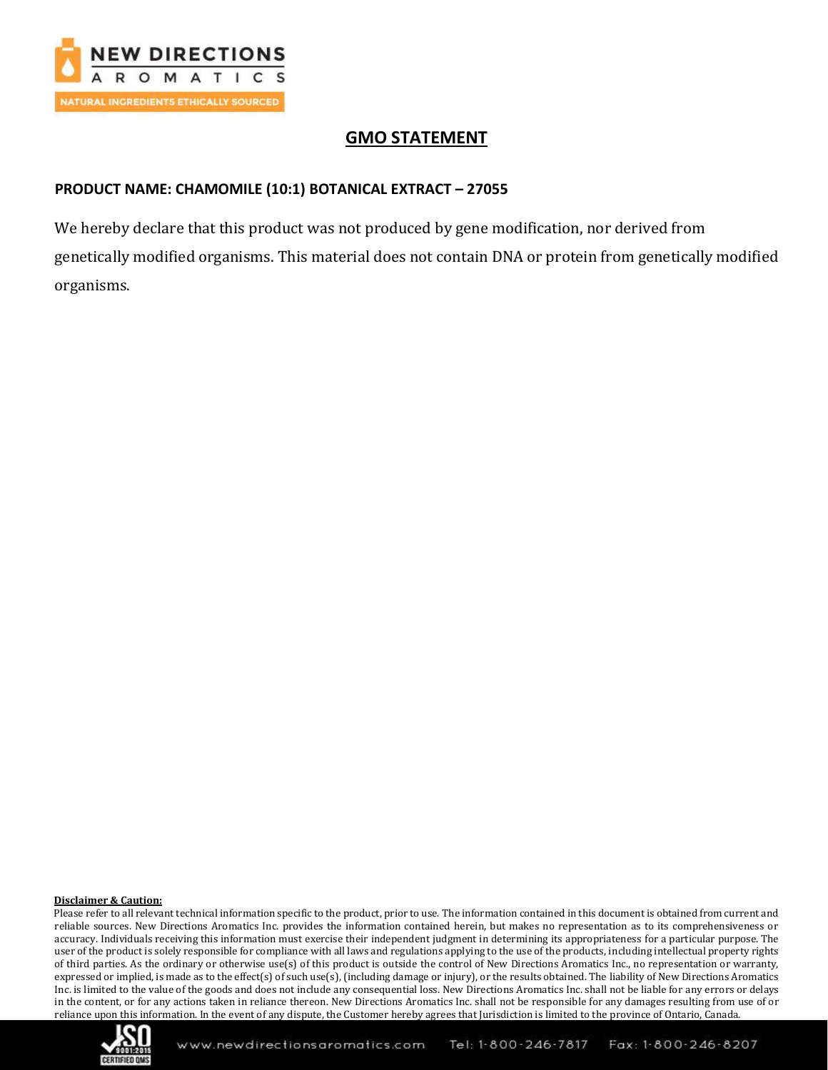# GMO STATEMENT

**PRODUCT NAME: CHAMOMILE (10:1) BOTANICAL EXTRACT – 27055**

We hereby declare that this product was not produced by gene modification, nor derived from genetically modified organisms. This material does not contain DNA or protein from genetically modified organisms.

**Disclaimer & Caution:**

Please refer to all relevant technical information specific to the product, prior to use. The information contained in this document is obtained from current and reliable sources. New Directions Aromatics Inc. provides the information contained herein, but makes no representation as to its comprehensiveness or accuracy. Individuals receiving this information must exercise their independent judgment in determining its appropriateness for a particular purpose. The user of the product is solely responsible for compliance with all laws and regulations applying to the use of the products, including intellectual property rights of third parties. As the ordinary or otherwise use(s) of this product is outside the control of New Directions Aromatics Inc., no representation or warranty, expressed or implied, is made as to the effect(s) of such use(s), (including damage or injury), or the results obtained. The liability of New Directions Aromatics Inc. is limited to the value of the goods and does not include any consequential loss. New Directions Aromatics Inc. shall not be liable for any errors or delays in the content, or for any actions taken in reliance thereon. New Directions Aromatics Inc. shall not be responsible for any damages resulting from use of or reliance upon this information. In the event of any dispute, the Customer hereby agrees that Jurisdiction is limited to the province of Ontario, Canada.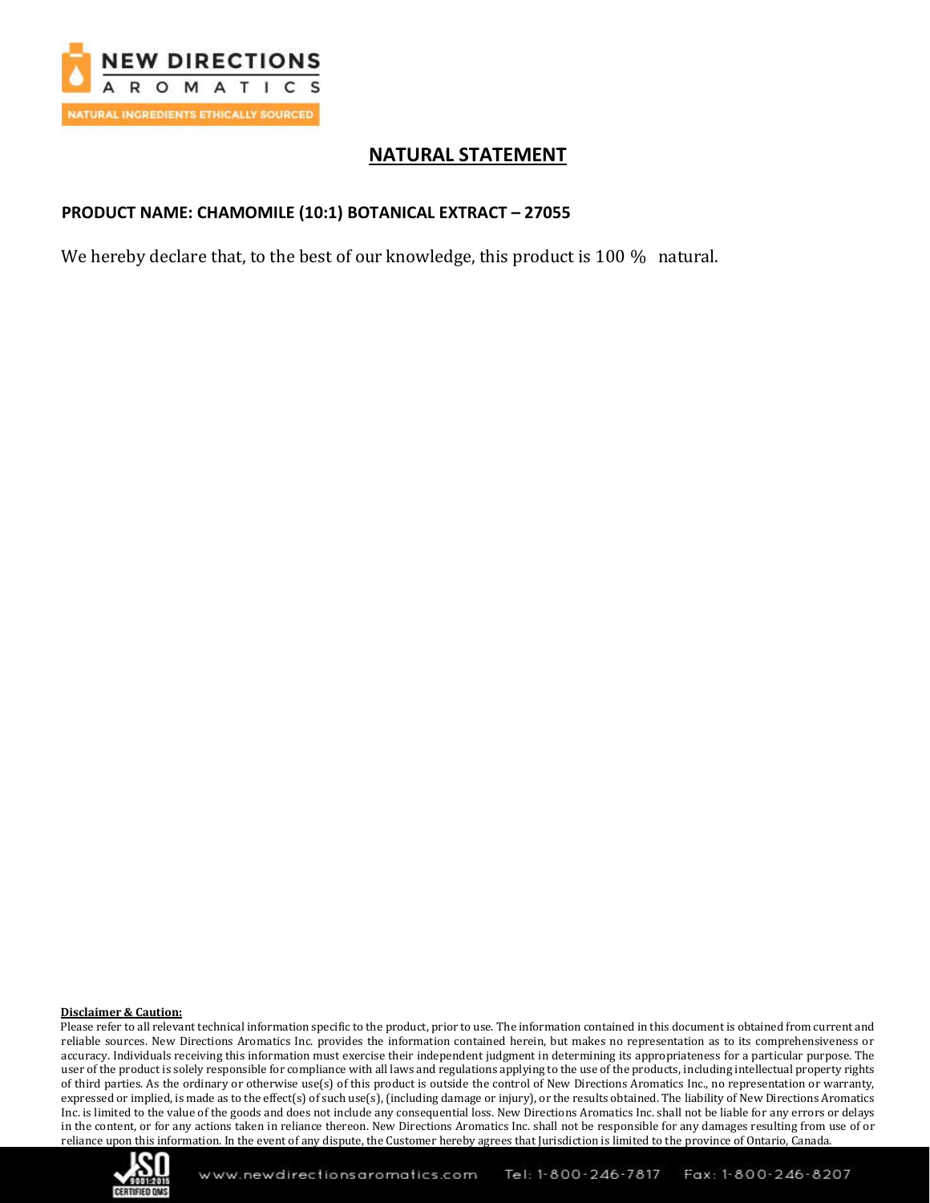# NATURAL STATEMENT

**PRODUCT NAME: CHAMOMILE (10:1) BOTANICAL EXTRACT – 27055**

We hereby declare that, to the best of our knowledge, this product is 100 % natural.

**Disclaimer & Caution:**

Please refer to all relevant technical information specific to the product, prior to use. The information contained in this document is obtained from current and reliable sources. New Directions Aromatics Inc. provides the information contained herein, but makes no representation as to its comprehensiveness or accuracy. Individuals receiving this information must exercise their independent judgment in determining its appropriateness for a particular purpose. The user of the product is solely responsible for compliance with all laws and regulations applying to the use of the products, including intellectual property rights of third parties. As the ordinary or otherwise use(s) of this product is outside the control of New Directions Aromatics Inc., no representation or warranty, expressed or implied, is made as to the effect(s) of such use(s), (including damage or injury), or the results obtained. The liability of New Directions Aromatics Inc. is limited to the value of the goods and does not include any consequential loss. New Directions Aromatics Inc. shall not be liable for any errors or delays in the content, or for any actions taken in reliance thereon. New Directions Aromatics Inc. shall not be responsible for any damages resulting from use of or reliance upon this information. In the event of any dispute, the Customer hereby agrees that Jurisdiction is limited to the province of Ontario, Canada.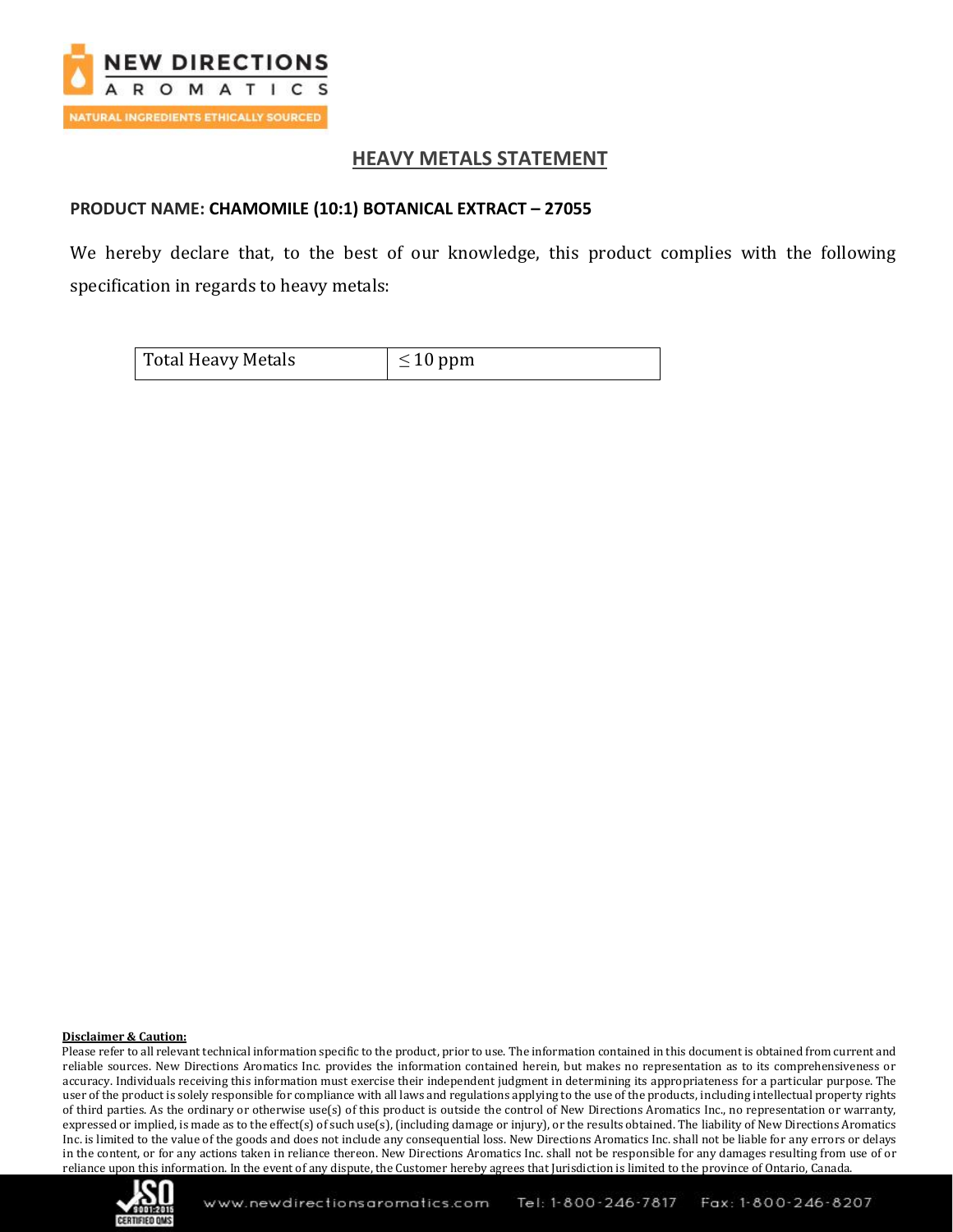## HEAVY METALS STATEMENT

**PRODUCT NAME: CHAMOMILE (10:1) BOTANICAL EXTRACT – 27055**

We hereby declare that, to the best of our knowledge, this product complies with the following specification in regards to heavy metals:

| Total Heavy Metals | $\leq$ 10 ppm |
|---|---|

**Disclaimer & Caution:**

Please refer to all relevant technical information specific to the product, prior to use. The information contained in this document is obtained from current and reliable sources. New Directions Aromatics Inc. provides the information contained herein, but makes no representation as to its comprehensiveness or accuracy. Individuals receiving this information must exercise their independent judgment in determining its appropriateness for a particular purpose. The user of the product is solely responsible for compliance with all laws and regulations applying to the use of the products, including intellectual property rights of third parties. As the ordinary or otherwise use(s) of this product is outside the control of New Directions Aromatics Inc., no representation or warranty, expressed or implied, is made as to the effect(s) of such use(s), (including damage or injury), or the results obtained. The liability of New Directions Aromatics Inc. is limited to the value of the goods and does not include any consequential loss. New Directions Aromatics Inc. shall not be liable for any errors or delays in the content, or for any actions taken in reliance thereon. New Directions Aromatics Inc. shall not be responsible for any damages resulting from use of or reliance upon this information. In the event of any dispute, the Customer hereby agrees that Jurisdiction is limited to the province of Ontario, Canada.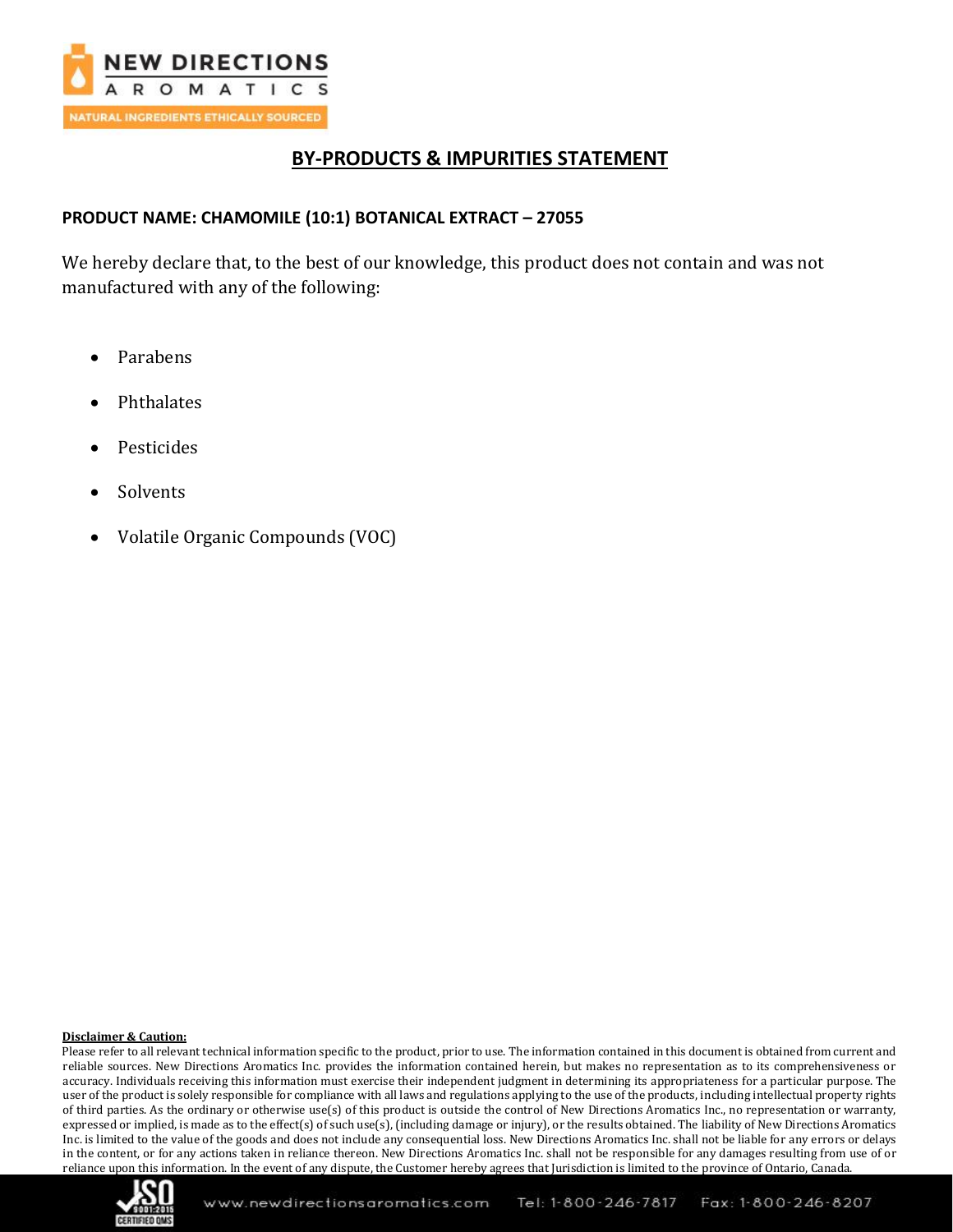# BY-PRODUCTS & IMPURITIES STATEMENT

**PRODUCT NAME: CHAMOMILE (10:1) BOTANICAL EXTRACT – 27055**

We hereby declare that, to the best of our knowledge, this product does not contain and was not manufactured with any of the following:

- Parabens
- Phthalates
- Pesticides
- Solvents
- Volatile Organic Compounds (VOC)

**Disclaimer & Caution:**

Please refer to all relevant technical information specific to the product, prior to use. The information contained in this document is obtained from current and reliable sources. New Directions Aromatics Inc. provides the information contained herein, but makes no representation as to its comprehensiveness or accuracy. Individuals receiving this information must exercise their independent judgment in determining its appropriateness for a particular purpose. The user of the product is solely responsible for compliance with all laws and regulations applying to the use of the products, including intellectual property rights of third parties. As the ordinary or otherwise use(s) of this product is outside the control of New Directions Aromatics Inc., no representation or warranty, expressed or implied, is made as to the effect(s) of such use(s), (including damage or injury), or the results obtained. The liability of New Directions Aromatics Inc. is limited to the value of the goods and does not include any consequential loss. New Directions Aromatics Inc. shall not be liable for any errors or delays in the content, or for any actions taken in reliance thereon. New Directions Aromatics Inc. shall not be responsible for any damages resulting from use of or reliance upon this information. In the event of any dispute, the Customer hereby agrees that Jurisdiction is limited to the province of Ontario, Canada.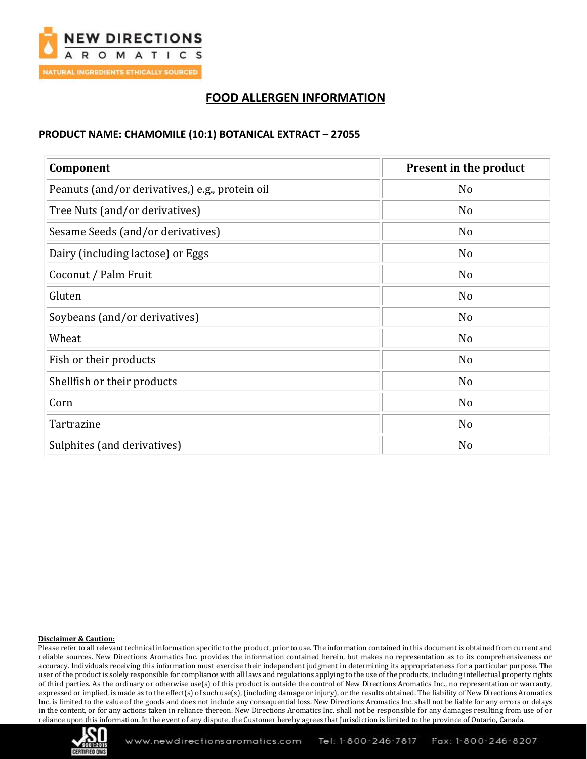# FOOD ALLERGEN INFORMATION

## PRODUCT NAME: CHAMOMILE (10:1) BOTANICAL EXTRACT – 27055

| Component | Present in the product |
|---|---|
| Peanuts (and/or derivatives,) e.g., protein oil | No |
| Tree Nuts (and/or derivatives) | No |
| Sesame Seeds (and/or derivatives) | No |
| Dairy (including lactose) or Eggs | No |
| Coconut / Palm Fruit | No |
| Gluten | No |
| Soybeans (and/or derivatives) | No |
| Wheat | No |
| Fish or their products | No |
| Shellfish or their products | No |
| Corn | No |
| Tartrazine | No |
| Sulphites (and derivatives) | No |

**Disclaimer & Caution:**

Please refer to all relevant technical information specific to the product, prior to use. The information contained in this document is obtained from current and reliable sources. New Directions Aromatics Inc. provides the information contained herein, but makes no representation as to its comprehensiveness or accuracy. Individuals receiving this information must exercise their independent judgment in determining its appropriateness for a particular purpose. The user of the product is solely responsible for compliance with all laws and regulations applying to the use of the products, including intellectual property rights of third parties. As the ordinary or otherwise use(s) of this product is outside the control of New Directions Aromatics Inc., no representation or warranty, expressed or implied, is made as to the effect(s) of such use(s), (including damage or injury), or the results obtained. The liability of New Directions Aromatics Inc. is limited to the value of the goods and does not include any consequential loss. New Directions Aromatics Inc. shall not be liable for any errors or delays in the content, or for any actions taken in reliance thereon. New Directions Aromatics Inc. shall not be responsible for any damages resulting from use of or reliance upon this information. In the event of any dispute, the Customer hereby agrees that Jurisdiction is limited to the province of Ontario, Canada.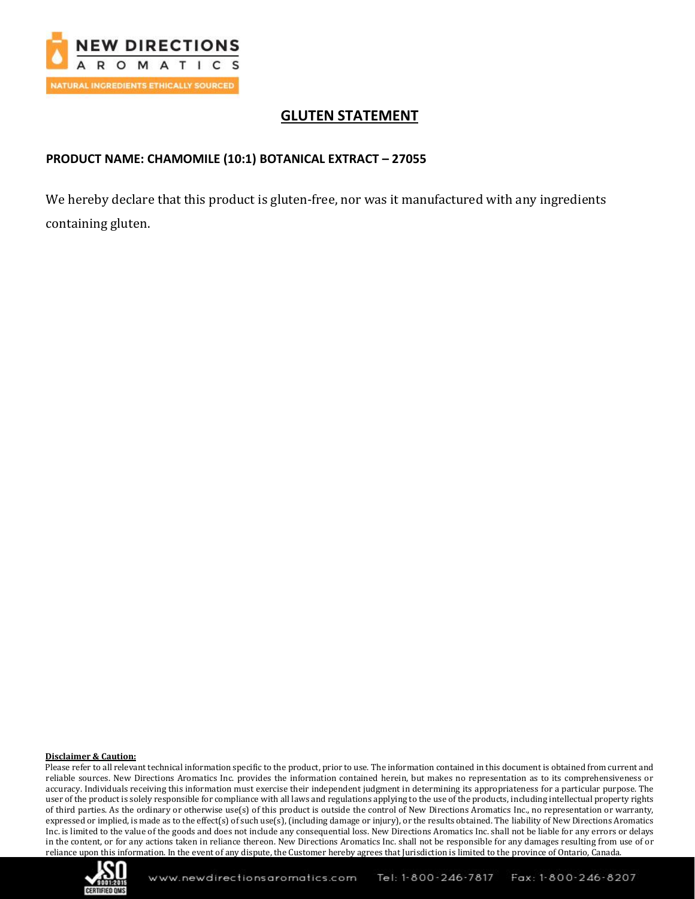# GLUTEN STATEMENT

**PRODUCT NAME: CHAMOMILE (10:1) BOTANICAL EXTRACT – 27055**

We hereby declare that this product is gluten-free, nor was it manufactured with any ingredients containing gluten.

**Disclaimer & Caution:**

Please refer to all relevant technical information specific to the product, prior to use. The information contained in this document is obtained from current and reliable sources. New Directions Aromatics Inc. provides the information contained herein, but makes no representation as to its comprehensiveness or accuracy. Individuals receiving this information must exercise their independent judgment in determining its appropriateness for a particular purpose. The user of the product is solely responsible for compliance with all laws and regulations applying to the use of the products, including intellectual property rights of third parties. As the ordinary or otherwise use(s) of this product is outside the control of New Directions Aromatics Inc., no representation or warranty, expressed or implied, is made as to the effect(s) of such use(s), (including damage or injury), or the results obtained. The liability of New Directions Aromatics Inc. is limited to the value of the goods and does not include any consequential loss. New Directions Aromatics Inc. shall not be liable for any errors or delays in the content, or for any actions taken in reliance thereon. New Directions Aromatics Inc. shall not be responsible for any damages resulting from use of or reliance upon this information. In the event of any dispute, the Customer hereby agrees that Jurisdiction is limited to the province of Ontario, Canada.

www.newdirectionsaromatics.com Tel: 1-800-246-7817 Fax: 1-800-246-8207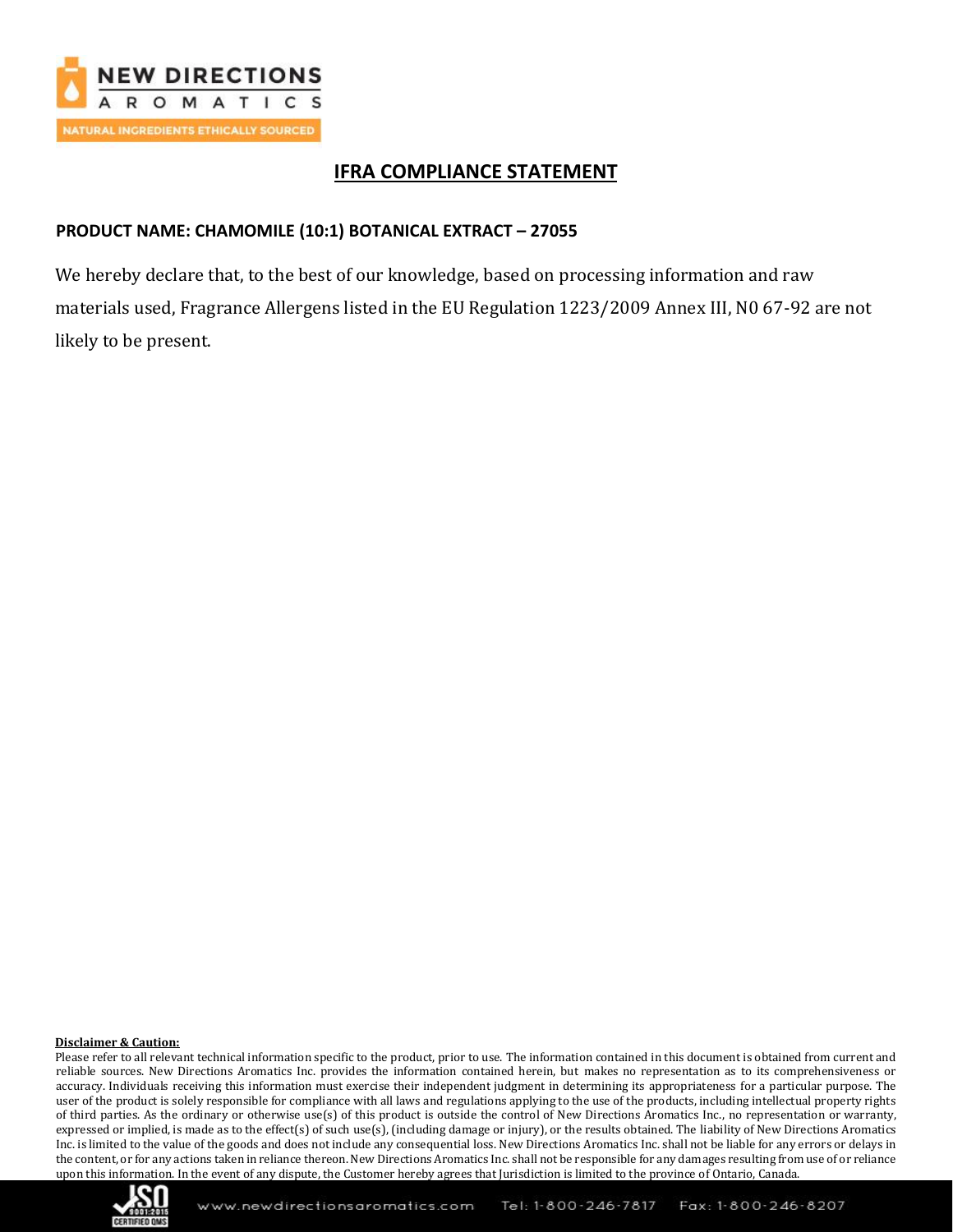# IFRA COMPLIANCE STATEMENT

**PRODUCT NAME: CHAMOMILE (10:1) BOTANICAL EXTRACT – 27055**

We hereby declare that, to the best of our knowledge, based on processing information and raw materials used, Fragrance Allergens listed in the EU Regulation 1223/2009 Annex III, N0 67-92 are not likely to be present.

**Disclaimer & Caution:**

Please refer to all relevant technical information specific to the product, prior to use. The information contained in this document is obtained from current and reliable sources. New Directions Aromatics Inc. provides the information contained herein, but makes no representation as to its comprehensiveness or accuracy. Individuals receiving this information must exercise their independent judgment in determining its appropriateness for a particular purpose. The user of the product is solely responsible for compliance with all laws and regulations applying to the use of the products, including intellectual property rights of third parties. As the ordinary or otherwise use(s) of this product is outside the control of New Directions Aromatics Inc., no representation or warranty, expressed or implied, is made as to the effect(s) of such use(s), (including damage or injury), or the results obtained. The liability of New Directions Aromatics Inc. is limited to the value of the goods and does not include any consequential loss. New Directions Aromatics Inc. shall not be liable for any errors or delays in the content, or for any actions taken in reliance thereon. New Directions Aromatics Inc. shall not be responsible for any damages resulting from use of or reliance upon this information. In the event of any dispute, the Customer hereby agrees that Jurisdiction is limited to the province of Ontario, Canada.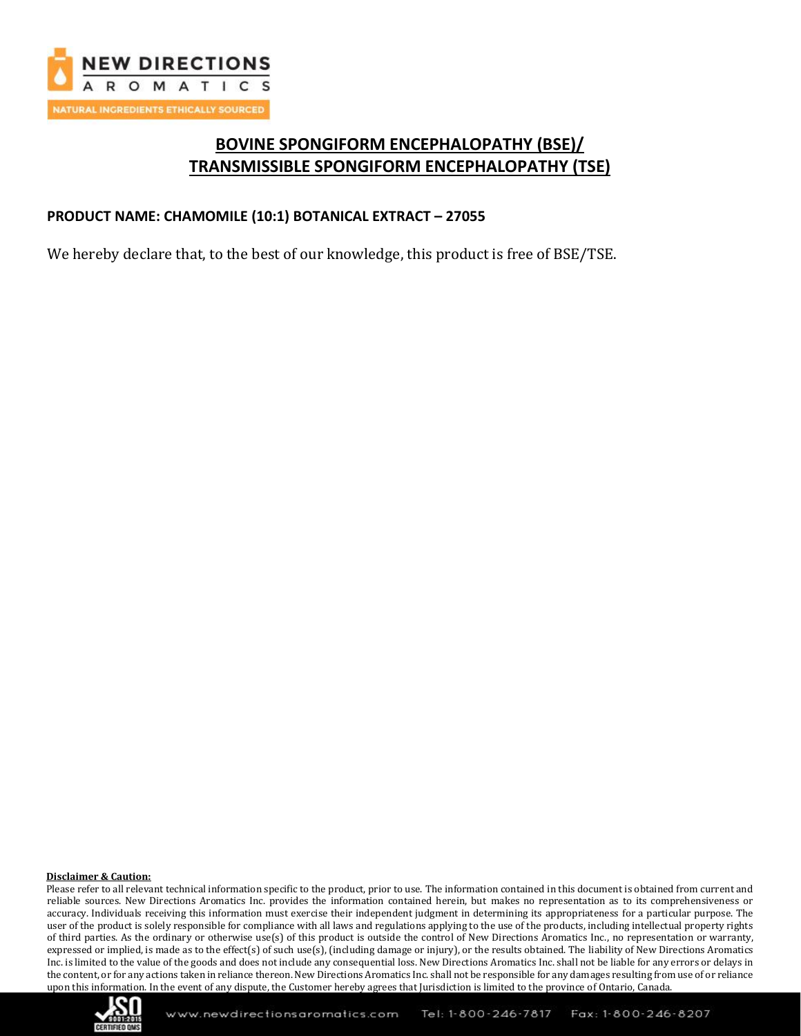# BOVINE SPONGIFORM ENCEPHALOPATHY (BSE)/ TRANSMISSIBLE SPONGIFORM ENCEPHALOPATHY (TSE)

**PRODUCT NAME: CHAMOMILE (10:1) BOTANICAL EXTRACT – 27055**

We hereby declare that, to the best of our knowledge, this product is free of BSE/TSE.

**Disclaimer & Caution:**

Please refer to all relevant technical information specific to the product, prior to use. The information contained in this document is obtained from current and reliable sources. New Directions Aromatics Inc. provides the information contained herein, but makes no representation as to its comprehensiveness or accuracy. Individuals receiving this information must exercise their independent judgment in determining its appropriateness for a particular purpose. The user of the product is solely responsible for compliance with all laws and regulations applying to the use of the products, including intellectual property rights of third parties. As the ordinary or otherwise use(s) of this product is outside the control of New Directions Aromatics Inc., no representation or warranty, expressed or implied, is made as to the effect(s) of such use(s), (including damage or injury), or the results obtained. The liability of New Directions Aromatics Inc. is limited to the value of the goods and does not include any consequential loss. New Directions Aromatics Inc. shall not be liable for any errors or delays in the content, or for any actions taken in reliance thereon. New Directions Aromatics Inc. shall not be responsible for any damages resulting from use of or reliance upon this information. In the event of any dispute, the Customer hereby agrees that Jurisdiction is limited to the province of Ontario, Canada.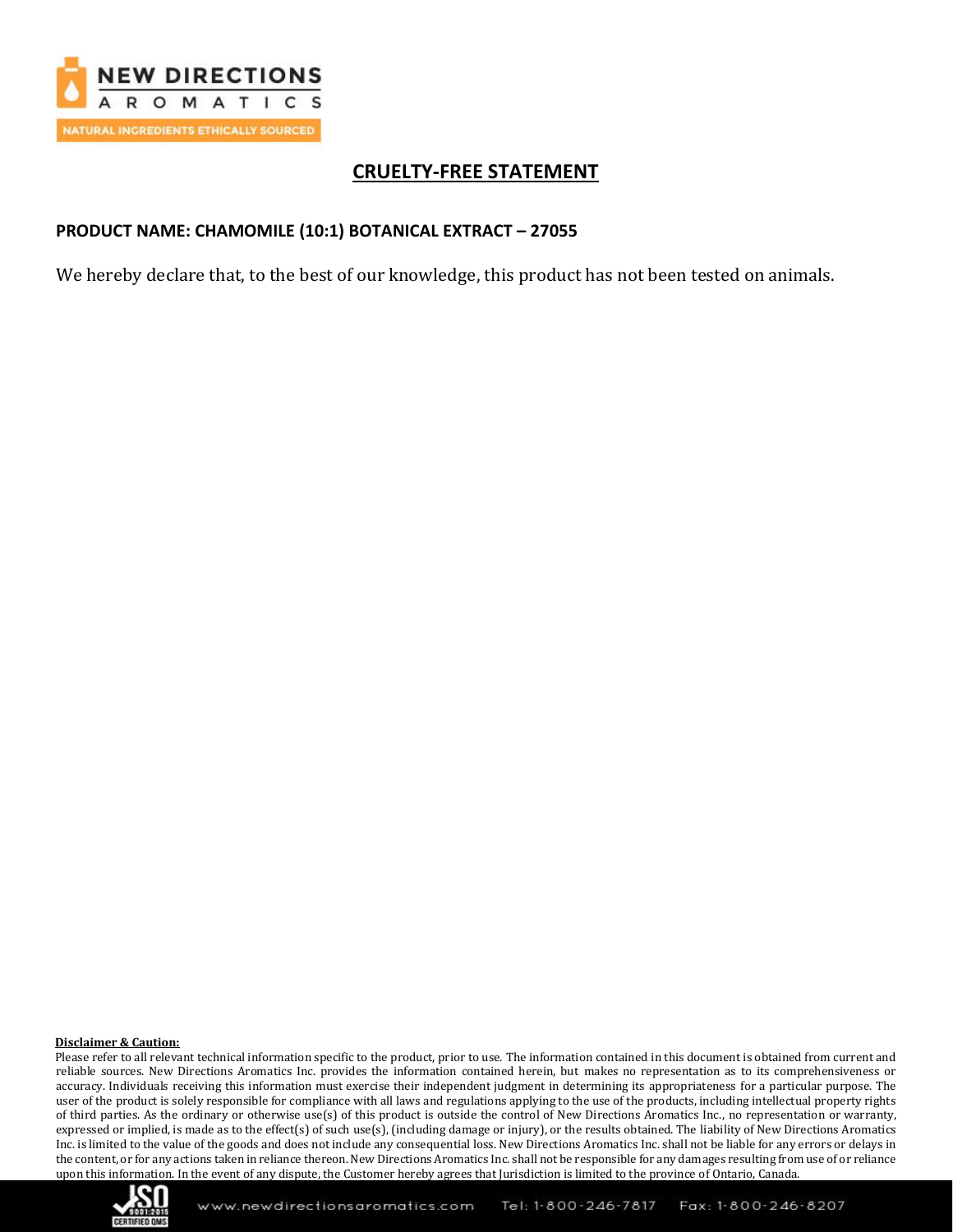# CRUELTY-FREE STATEMENT

**PRODUCT NAME: CHAMOMILE (10:1) BOTANICAL EXTRACT – 27055**

We hereby declare that, to the best of our knowledge, this product has not been tested on animals.

**Disclaimer & Caution:**

Please refer to all relevant technical information specific to the product, prior to use. The information contained in this document is obtained from current and reliable sources. New Directions Aromatics Inc. provides the information contained herein, but makes no representation as to its comprehensiveness or accuracy. Individuals receiving this information must exercise their independent judgment in determining its appropriateness for a particular purpose. The user of the product is solely responsible for compliance with all laws and regulations applying to the use of the products, including intellectual property rights of third parties. As the ordinary or otherwise use(s) of this product is outside the control of New Directions Aromatics Inc., no representation or warranty, expressed or implied, is made as to the effect(s) of such use(s), (including damage or injury), or the results obtained. The liability of New Directions Aromatics Inc. is limited to the value of the goods and does not include any consequential loss. New Directions Aromatics Inc. shall not be liable for any errors or delays in the content, or for any actions taken in reliance thereon. New Directions Aromatics Inc. shall not be responsible for any damages resulting from use of or reliance upon this information. In the event of any dispute, the Customer hereby agrees that Jurisdiction is limited to the province of Ontario, Canada.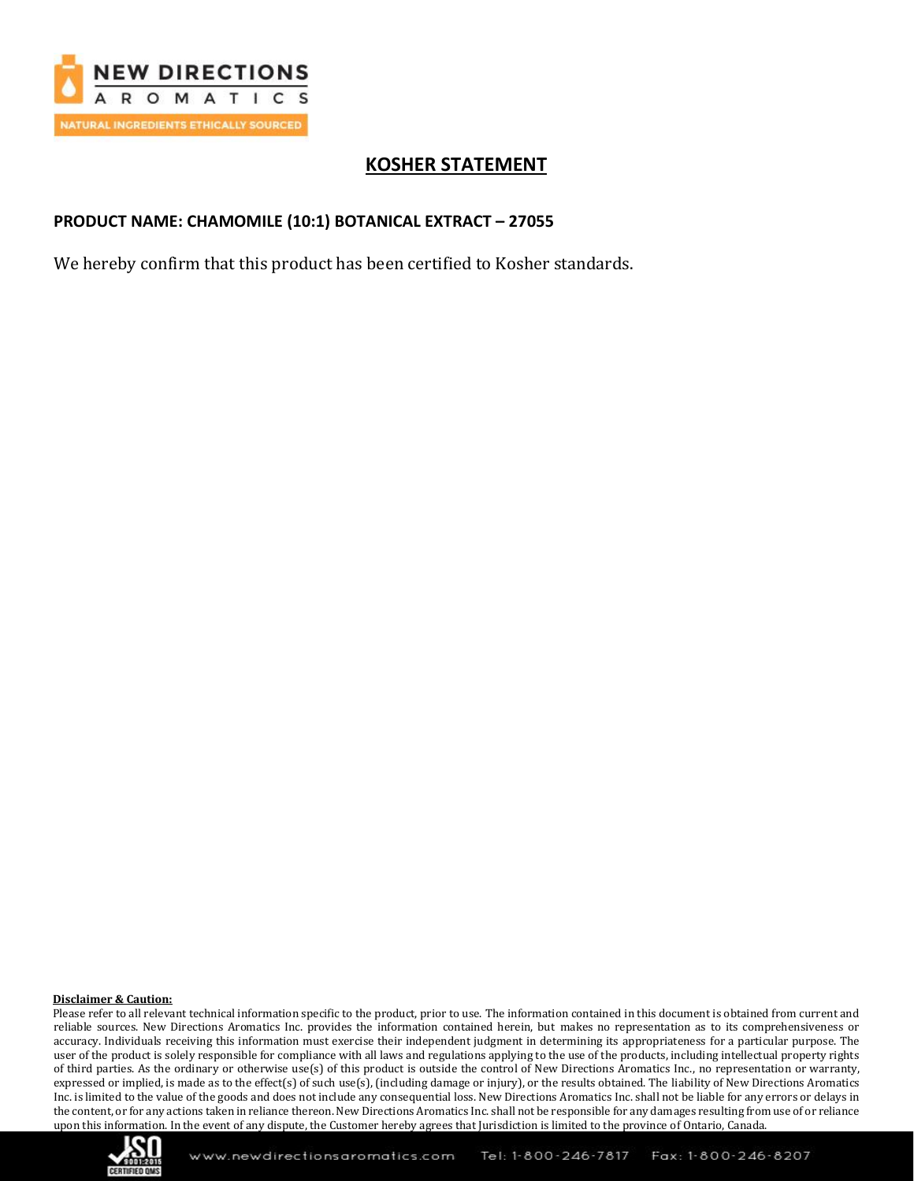# KOSHER STATEMENT

**PRODUCT NAME: CHAMOMILE (10:1) BOTANICAL EXTRACT – 27055**

We hereby confirm that this product has been certified to Kosher standards.

**Disclaimer & Caution:**

Please refer to all relevant technical information specific to the product, prior to use. The information contained in this document is obtained from current and reliable sources. New Directions Aromatics Inc. provides the information contained herein, but makes no representation as to its comprehensiveness or accuracy. Individuals receiving this information must exercise their independent judgment in determining its appropriateness for a particular purpose. The user of the product is solely responsible for compliance with all laws and regulations applying to the use of the products, including intellectual property rights of third parties. As the ordinary or otherwise use(s) of this product is outside the control of New Directions Aromatics Inc., no representation or warranty, expressed or implied, is made as to the effect(s) of such use(s), (including damage or injury), or the results obtained. The liability of New Directions Aromatics Inc. is limited to the value of the goods and does not include any consequential loss. New Directions Aromatics Inc. shall not be liable for any errors or delays in the content, or for any actions taken in reliance thereon. New Directions Aromatics Inc. shall not be responsible for any damages resulting from use of or reliance upon this information. In the event of any dispute, the Customer hereby agrees that Jurisdiction is limited to the province of Ontario, Canada.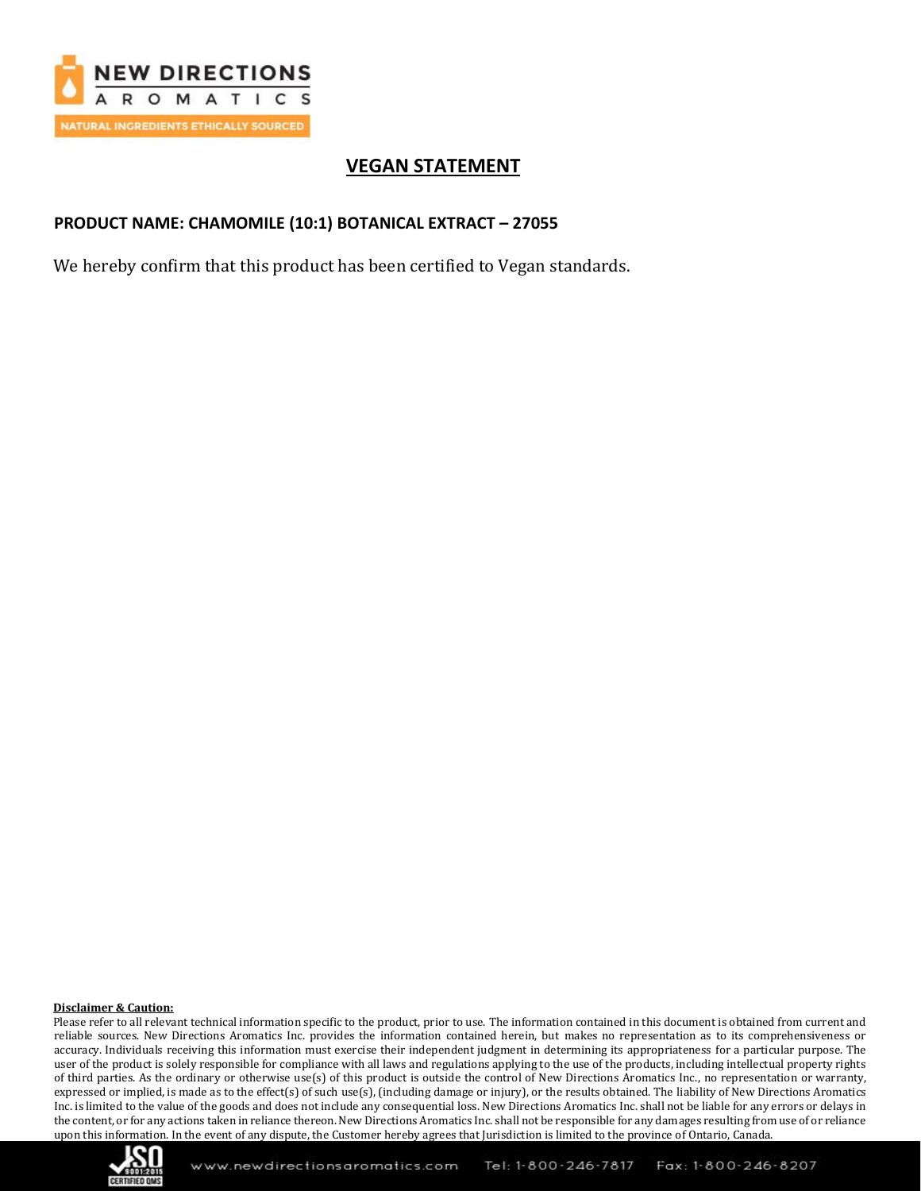# VEGAN STATEMENT

**PRODUCT NAME: CHAMOMILE (10:1) BOTANICAL EXTRACT – 27055**

We hereby confirm that this product has been certified to Vegan standards.

**Disclaimer & Caution:**

Please refer to all relevant technical information specific to the product, prior to use. The information contained in this document is obtained from current and reliable sources. New Directions Aromatics Inc. provides the information contained herein, but makes no representation as to its comprehensiveness or accuracy. Individuals receiving this information must exercise their independent judgment in determining its appropriateness for a particular purpose. The user of the product is solely responsible for compliance with all laws and regulations applying to the use of the products, including intellectual property rights of third parties. As the ordinary or otherwise use(s) of this product is outside the control of New Directions Aromatics Inc., no representation or warranty, expressed or implied, is made as to the effect(s) of such use(s), (including damage or injury), or the results obtained. The liability of New Directions Aromatics Inc. is limited to the value of the goods and does not include any consequential loss. New Directions Aromatics Inc. shall not be liable for any errors or delays in the content, or for any actions taken in reliance thereon. New Directions Aromatics Inc. shall not be responsible for any damages resulting from use of or reliance upon this information. In the event of any dispute, the Customer hereby agrees that Jurisdiction is limited to the province of Ontario, Canada.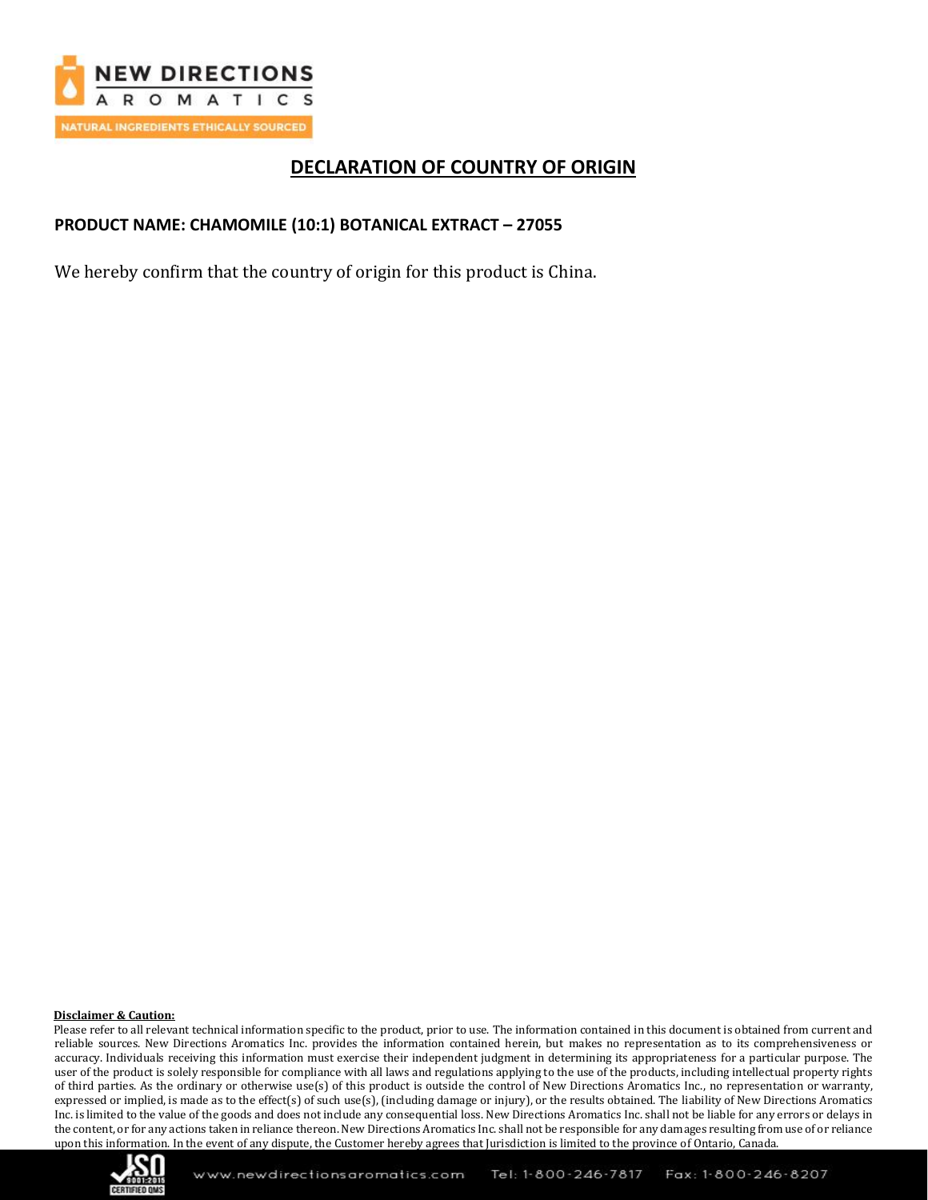# DECLARATION OF COUNTRY OF ORIGIN

**PRODUCT NAME: CHAMOMILE (10:1) BOTANICAL EXTRACT – 27055**

We hereby confirm that the country of origin for this product is China.

**Disclaimer & Caution:**

Please refer to all relevant technical information specific to the product, prior to use. The information contained in this document is obtained from current and reliable sources. New Directions Aromatics Inc. provides the information contained herein, but makes no representation as to its comprehensiveness or accuracy. Individuals receiving this information must exercise their independent judgment in determining its appropriateness for a particular purpose. The user of the product is solely responsible for compliance with all laws and regulations applying to the use of the products, including intellectual property rights of third parties. As the ordinary or otherwise use(s) of this product is outside the control of New Directions Aromatics Inc., no representation or warranty, expressed or implied, is made as to the effect(s) of such use(s), (including damage or injury), or the results obtained. The liability of New Directions Aromatics Inc. is limited to the value of the goods and does not include any consequential loss. New Directions Aromatics Inc. shall not be liable for any errors or delays in the content, or for any actions taken in reliance thereon. New Directions Aromatics Inc. shall not be responsible for any damages resulting from use of or reliance upon this information. In the event of any dispute, the Customer hereby agrees that Jurisdiction is limited to the province of Ontario, Canada.